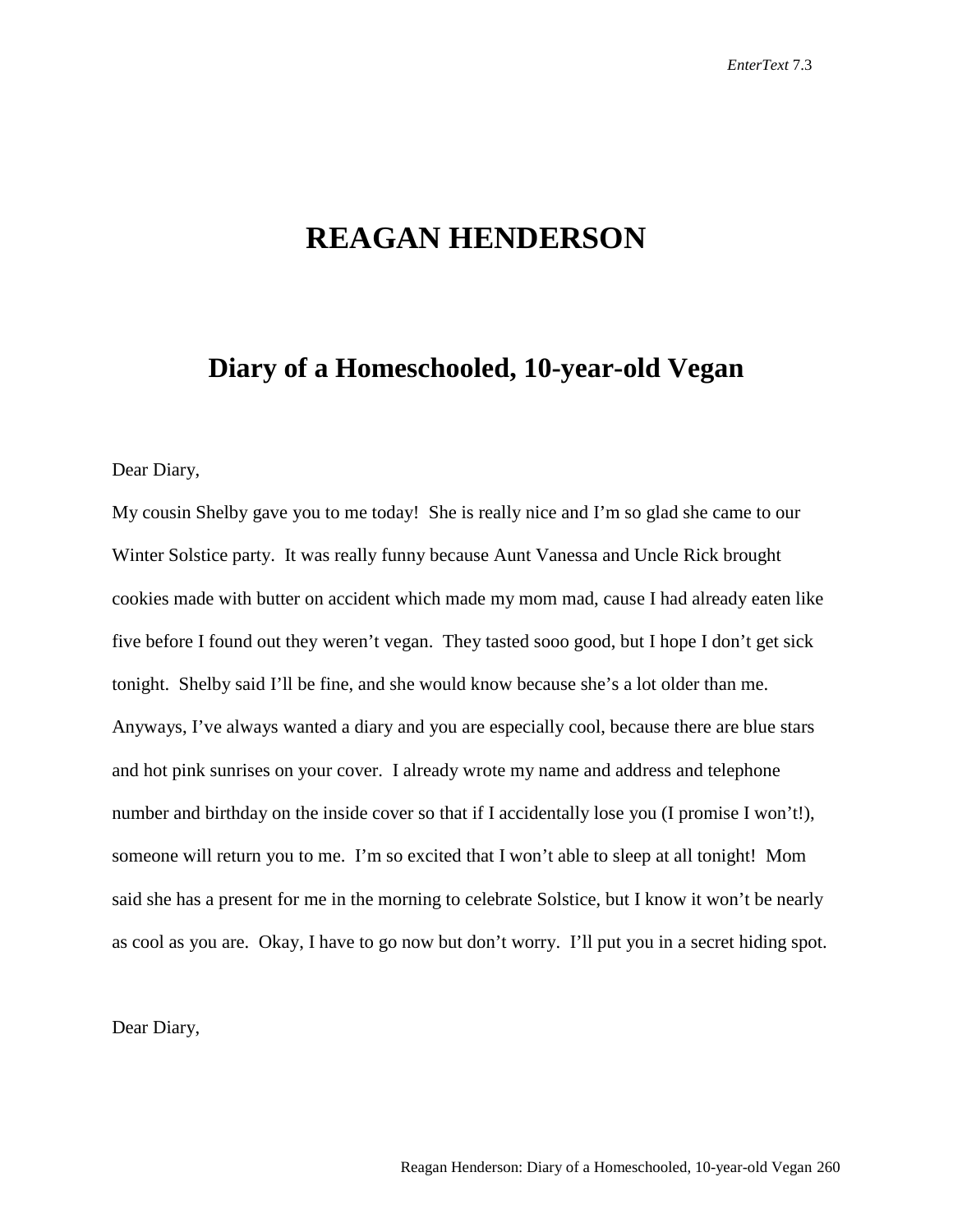# REAGAN HENDERSON

## Diary of a Homeschooled, 10-year-old Vegan

Dear Diary,

My cousin Shelby gave you to me today! She is really nice and I'm so glad she came to our Winter Solstice party. It was really funny because Aunt Vanessa and Uncle Rick brought cookies made with butter on accident which made my mom mad, cause I had already eaten like five before I found out they weren't vegan. They tasted sooo good, but I hope I don't get sick tonight. Shelby said I'll be fine, and she would know because she's a lot older than me. Anyways, I've always wanted a diary and you are especially cool, because there are blue stars and hot pink sunrises on your cover. I already wrote my name and address and telephone number and birthday on the inside cover so that if I accidentally lose you (I promise I won't!), someone will return you to me. I'm so excited that I won't able to sleep at all tonight! Mom said she has a present for me in the morning to celebrate Solstice, but I know it won't be nearly as cool as you are. Okay, I have to go now but don't worry. I'll put you in a secret hiding spot.

Dear Diary,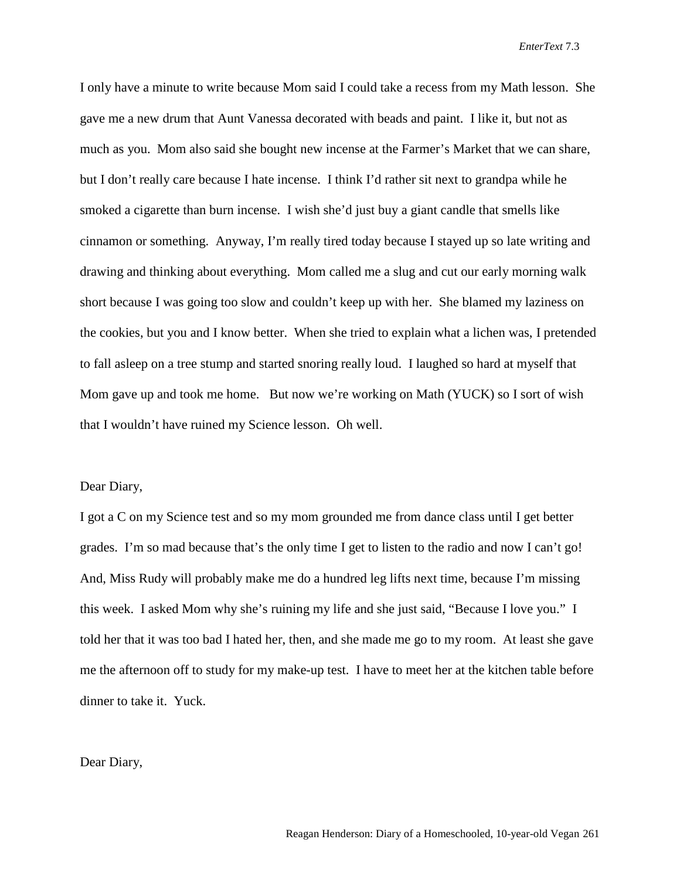I only have a minute to write because Mom said I could take a recess from my Math lesson. She gave me a new drum that Aunt Vanessa decorated with beads and paint. I like it, but not as much as you. Mom also said she bought new incense at the Farmer's Market that we can share, but I don't really care because I hate incense. I think I'd rather sit next to grandpa while he smoked a cigarette than burn incense. I wish she'd just buy a giant candle that smells like cinnamon or something. Anyway, I'm really tired today because I stayed up so late writing and drawing and thinking about everything. Mom called me a slug and cut our early morning walk short because I was going too slow and couldn't keep up with her. She blamed my laziness on the cookies, but you and I know better. When she tried to explain what a lichen was, I pretended to fall asleep on a tree stump and started snoring really loud. I laughed so hard at myself that Mom gave up and took me home. But now we're working on Math (YUCK) so I sort of wish that I wouldn't have ruined my Science lesson. Oh well.

Dear Diary,

I got a C on my Science test and so my mom grounded me from dance class until I get better grades. I'm so mad because that's the only time I get to listen to the radio and now I can't go! And, Miss Rudy will probably make me do a hundred leg lifts next time, because I'm missing this week. I asked Mom why she's ruining my life and she just said, "Because I love you." I told her that it was too bad I hated her, then, and she made me go to my room. At least she gave me the afternoon off to study for my make-up test. I have to meet her at the kitchen table before dinner to take it. Yuck.

Dear Diary,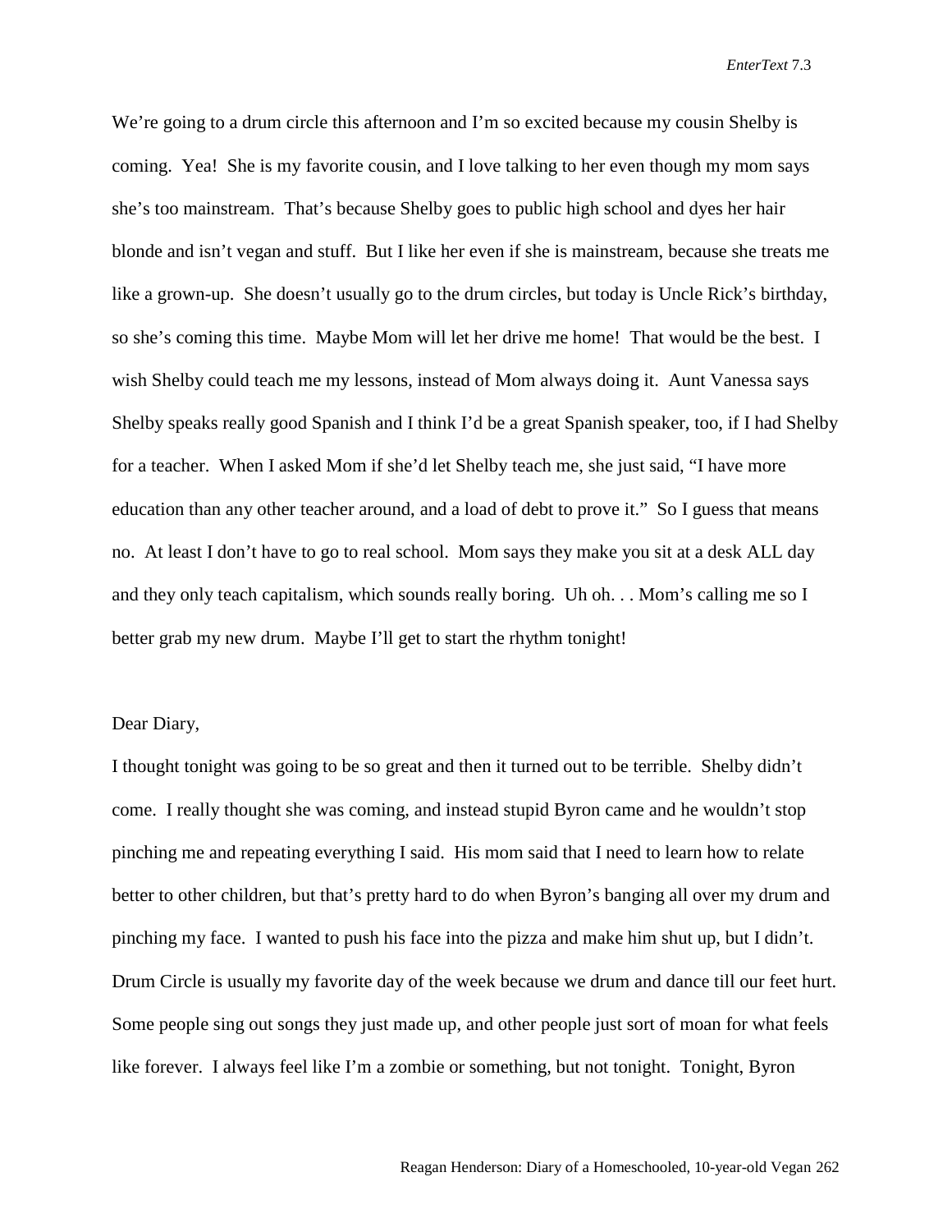We're going to a drum circle this afternoon and I'm so excited because my cousin Shelby is coming. Yea! She is my favorite cousin, and I love talking to her even though my mom says she's too mainstream. That's because Shelby goes to public high school and dyes her hair blonde and isn't vegan and stuff. But I like her even if she is mainstream, because she treats me like a grown-up. She doesn't usually go to the drum circles, but today is Uncle Rick's birthday, so she's coming this time. Maybe Mom will let her drive me home! That would be the best. I wish Shelby could teach me my lessons, instead of Mom always doing it. Aunt Vanessa says Shelby speaks really good Spanish and I think I'd be a great Spanish speaker, too, if I had Shelby for a teacher. When I asked Mom if she'd let Shelby teach me, she just said, "I have more education than any other teacher around, and a load of debt to prove it." So I guess that means no. At least I don't have to go to real school. Mom says they make you sit at a desk ALL day and they only teach capitalism, which sounds really boring. Uh oh. . . Mom's calling me so I better grab my new drum. Maybe I'll get to start the rhythm tonight!

Dear Diary,

I thought tonight was going to be so great and then it turned out to be terrible. Shelby didn't come. I really thought she was coming, and instead stupid Byron came and he wouldn't stop pinching me and repeating everything I said. His mom said that I need to learn how to relate better to other children, but that's pretty hard to do when Byron's banging all over my drum and pinching my face. I wanted to push his face into the pizza and make him shut up, but I didn't. Drum Circle is usually my favorite day of the week because we drum and dance till our feet hurt. Some people sing out songs they just made up, and other people just sort of moan for what feels like forever. I always feel like I'm a zombie or something, but not tonight. Tonight, Byron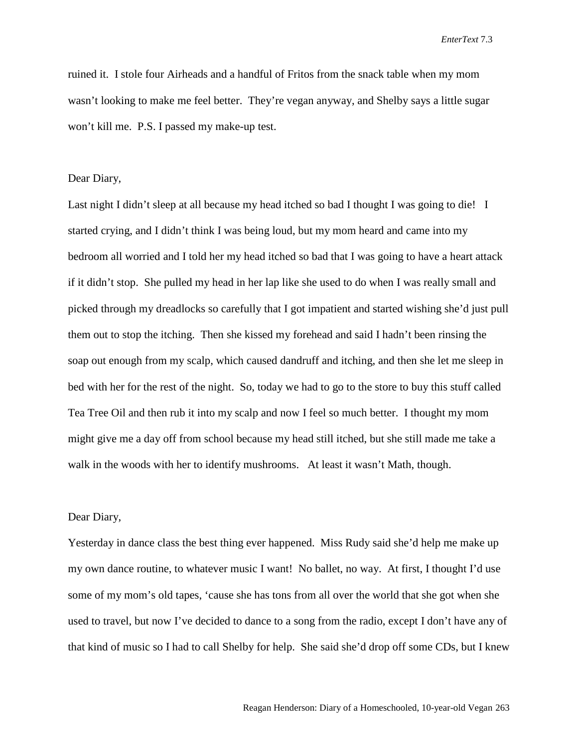ruined it. I stole four Airheads and a handful of Fritos from the snack table when my mom wasn't looking to make me feel better. They're vegan anyway, and Shelby says a little sugar won't kill me. P.S. I passed my make-up test.

Dear Diary,

Last night I didn't sleep at all because my head itched so bad I thought I was going to die! I started crying, and I didn't think I was being loud, but my mom heard and came into my bedroom all worried and I told her my head itched so bad that I was going to have a heart attack if it didn't stop. She pulled my head in her lap like she used to do when I was really small and picked through my dreadlocks so carefully that I got impatient and started wishing she'd just pull them out to stop the itching. Then she kissed my forehead and said I hadn't been rinsing the soap out enough from my scalp, which caused dandruff and itching, and then she let me sleep in bed with her for the rest of the night. So, today we had to go to the store to buy this stuff called Tea Tree Oil and then rub it into my scalp and now I feel so much better. I thought my mom might give me a day off from school because my head still itched, but she still made me take a walk in the woods with her to identify mushrooms. At least it wasn't Math, though.

Dear Diary,

Yesterday in dance class the best thing ever happened. Miss Rudy said she'd help me make up my own dance routine, to whatever music I want! No ballet, no way. At first, I thought I'd use some of my mom's old tapes, 'cause she has tons from all over the world that she got when she used to travel, but now I've decided to dance to a song from the radio, except I don't have any of that kind of music so I had to call Shelby for help. She said she'd drop off some CDs, but I knew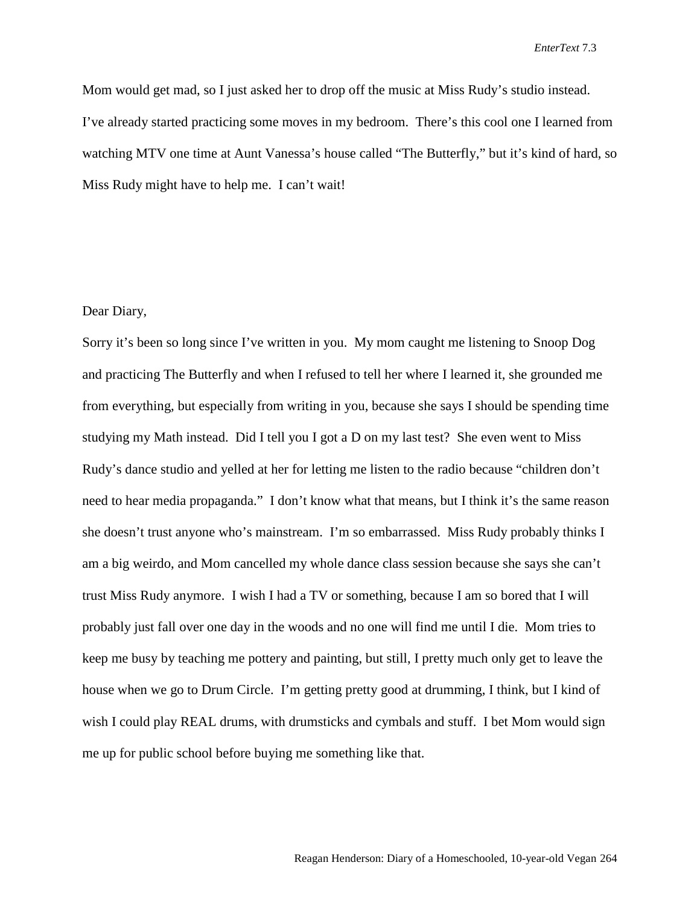Mom would get mad, so I just asked her to drop off the music at Miss Rudy's studio instead. I've already started practicing some moves in my bedroom. There's this cool one I learned from watching MTV one time at Aunt Vanessa's house called "The Butterfly," but it's kind of hard, so Miss Rudy might have to help me. I can't wait!

Dear Diary,

Sorry it's been so long since I've written in you. My mom caught me listening to Snoop Dog and practicing The Butterfly and when I refused to tell her where I learned it, she grounded me from everything, but especially from writing in you, because she says I should be spending time studying my Math instead. Did I tell you I got a D on my last test? She even went to Miss Rudy's dance studio and yelled at her for letting me listen to the radio because "children don't need to hear media propaganda." I don't know what that means, but I think it's the same reason she doesn't trust anyone who's mainstream. I'm so embarrassed. Miss Rudy probably thinks I am a big weirdo, and Mom cancelled my whole dance class session because she says she can't trust Miss Rudy anymore. I wish I had a TV or something, because I am so bored that I will probably just fall over one day in the woods and no one will find me until I die. Mom tries to keep me busy by teaching me pottery and painting, but still, I pretty much only get to leave the house when we go to Drum Circle. I'm getting pretty good at drumming, I think, but I kind of wish I could play REAL drums, with drumsticks and cymbals and stuff. I bet Mom would sign me up for public school before buying me something like that.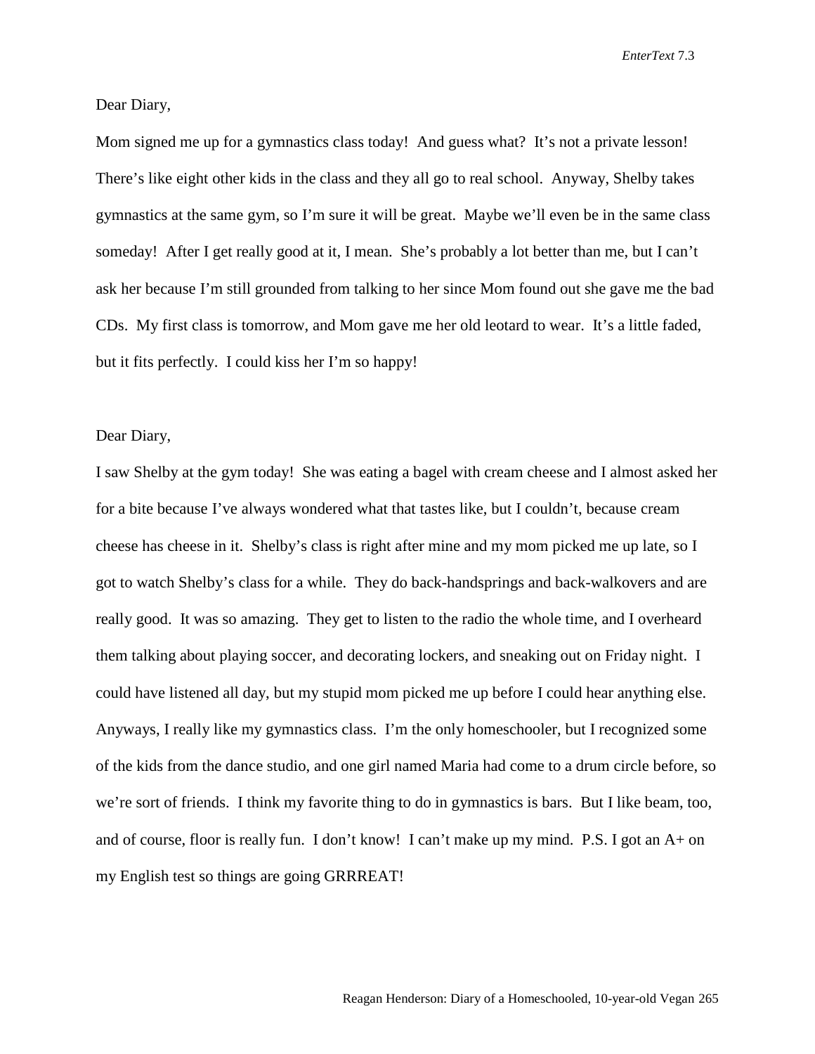Dear Diary,

Mom signed me up for a gymnastics class today! And guess what? It's not a private lesson! There's like eight other kids in the class and they all go to real school. Anyway, Shelby takes gymnastics at the same gym, so I'm sure it will be great. Maybe we'll even be in the same class someday! After I get really good at it, I mean. She's probably a lot better than me, but I can't ask her because I'm still grounded from talking to her since Mom found out she gave me the bad CDs. My first class is tomorrow, and Mom gave me her old leotard to wear. It's a little faded, but it fits perfectly. I could kiss her I'm so happy!

Dear Diary,

I saw Shelby at the gym today! She was eating a bagel with cream cheese and I almost asked her for a bite because I've always wondered what that tastes like, but I couldn't, because cream cheese has cheese in it. Shelby's class is right after mine and my mom picked me up late, so I got to watch Shelby's class for a while. They do back-handsprings and back-walkovers and are really good. It was so amazing. They get to listen to the radio the whole time, and I overheard them talking about playing soccer, and decorating lockers, and sneaking out on Friday night. I could have listened all day, but my stupid mom picked me up before I could hear anything else. Anyways, I really like my gymnastics class. I'm the only homeschooler, but I recognized some of the kids from the dance studio, and one girl named Maria had come to a drum circle before, so we're sort of friends. I think my favorite thing to do in gymnastics is bars. But I like beam, too, and of course, floor is really fun. I don't know! I can't make up my mind. P.S. I got an A+ on my English test so things are going GRRREAT!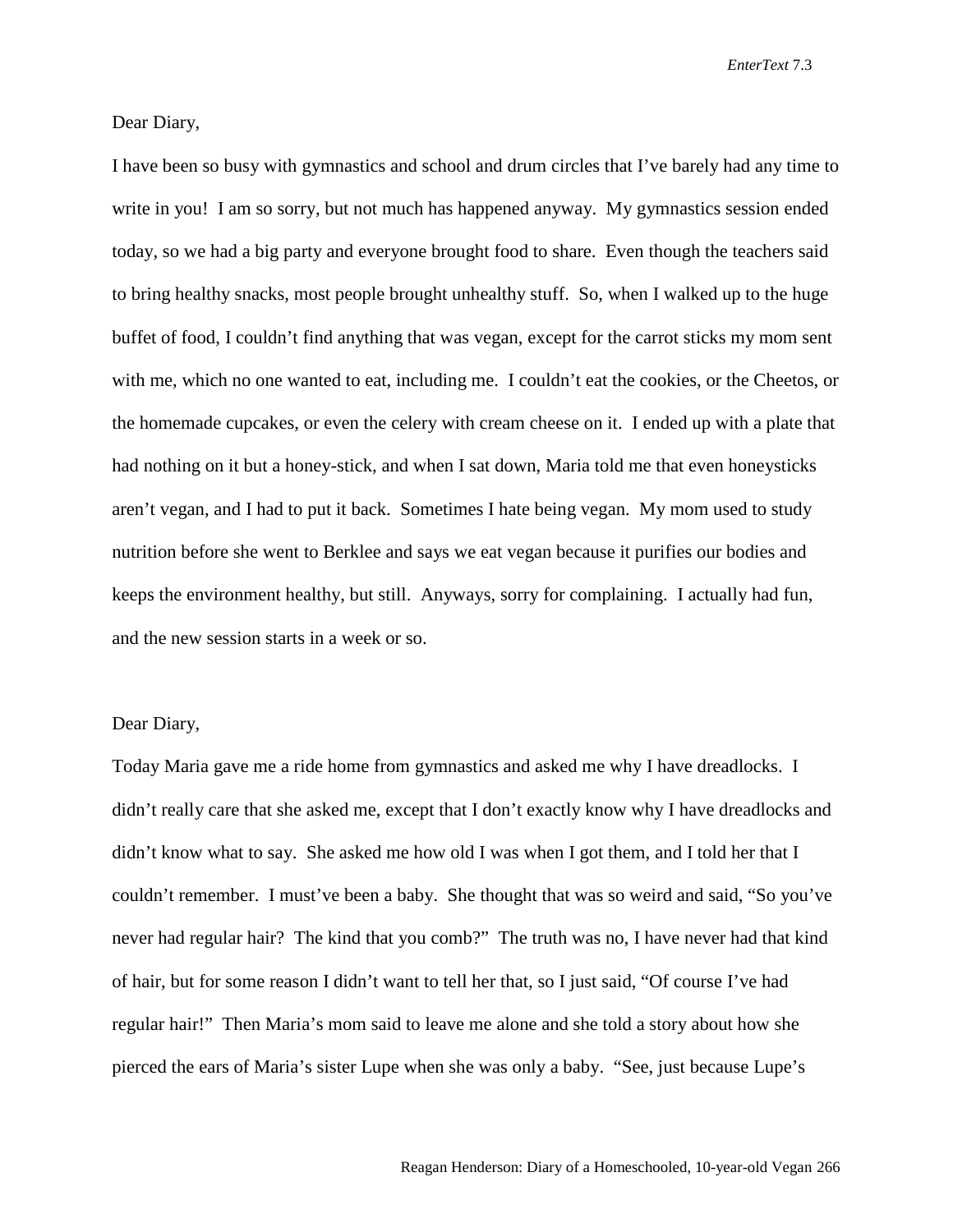Dear Diary,

I have been so busy with gymnastics and school and drum circles that I've barely had any time to write in you! I am so sorry, but not much has happened anyway. My gymnastics session ended today, so we had a big party and everyone brought food to share. Even though the teachers said to bring healthy snacks, most people brought unhealthy stuff. So, when I walked up to the huge buffet of food, I couldn't find anything that was vegan, except for the carrot sticks my mom sent with me, which no one wanted to eat, including me. I couldn't eat the cookies, or the Cheetos, or the homemade cupcakes, or even the celery with cream cheese on it. I ended up with a plate that had nothing on it but a honey-stick, and when I sat down, Maria told me that even honeysticks aren't vegan, and I had to put it back. Sometimes I hate being vegan. My mom used to study nutrition before she went to Berklee and says we eat vegan because it purifies our bodies and keeps the environment healthy, but still. Anyways, sorry for complaining. I actually had fun, and the new session starts in a week or so.

Dear Diary,

Today Maria gave me a ride home from gymnastics and asked me why I have dreadlocks. I didn't really care that she asked me, except that I don't exactly know why I have dreadlocks and didn't know what to say. She asked me how old I was when I got them, and I told her that I couldn't remember. I must've been a baby. She thought that was so weird and said, "So you've never had regular hair? The kind that you comb?" The truth was no, I have never had that kind of hair, but for some reason I didn't want to tell her that, so I just said, "Of course I've had regular hair!" Then Maria's mom said to leave me alone and she told a story about how she pierced the ears of Maria's sister Lupe when she was only a baby. "See, just because Lupe's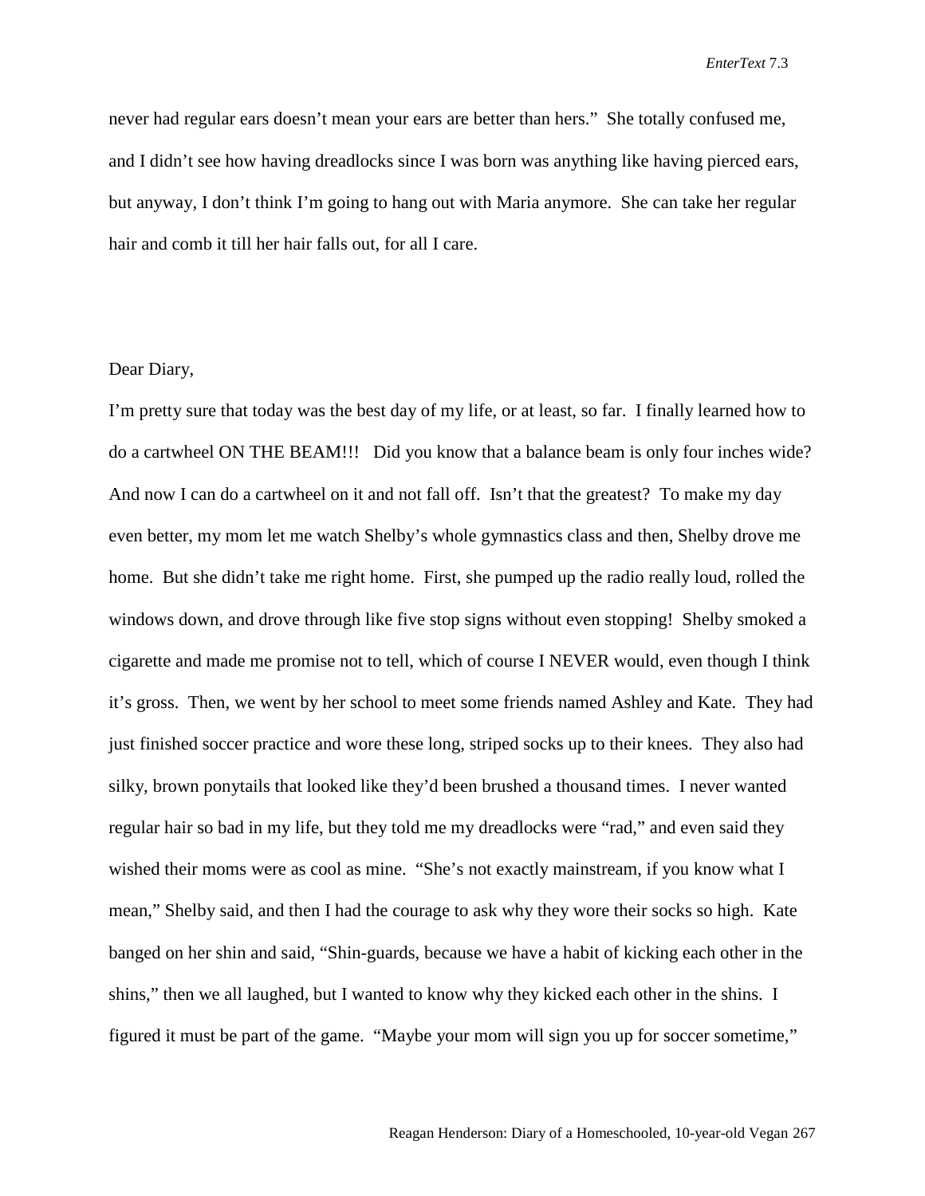never had regular ears doesn't mean your ears are better than hers." She totally confused me, and I didn't see how having dreadlocks since I was born was anything like having pierced ears, but anyway, I don't think I'm going to hang out with Maria anymore. She can take her regular hair and comb it till her hair falls out, for all I care.

Dear Diary,

I'm pretty sure that today was the best day of my life, or at least, so far. I finally learned how to do a cartwheel ON THE BEAM!!! Did you know that a balance beam is only four inches wide? And now I can do a cartwheel on it and not fall off. Isn't that the greatest? To make my day even better, my mom let me watch Shelby's whole gymnastics class and then, Shelby drove me home. But she didn't take me right home. First, she pumped up the radio really loud, rolled the windows down, and drove through like five stop signs without even stopping! Shelby smoked a cigarette and made me promise not to tell, which of course I NEVER would, even though I think it's gross. Then, we went by her school to meet some friends named Ashley and Kate. They had just finished soccer practice and wore these long, striped socks up to their knees. They also had silky, brown ponytails that looked like they'd been brushed a thousand times. I never wanted regular hair so bad in my life, but they told me my dreadlocks were "rad," and even said they wished their moms were as cool as mine. "She's not exactly mainstream, if you know what I mean," Shelby said, and then I had the courage to ask why they wore their socks so high. Kate banged on her shin and said, "Shin-guards, because we have a habit of kicking each other in the shins," then we all laughed, but I wanted to know why they kicked each other in the shins. I figured it must be part of the game. "Maybe your mom will sign you up for soccer sometime,"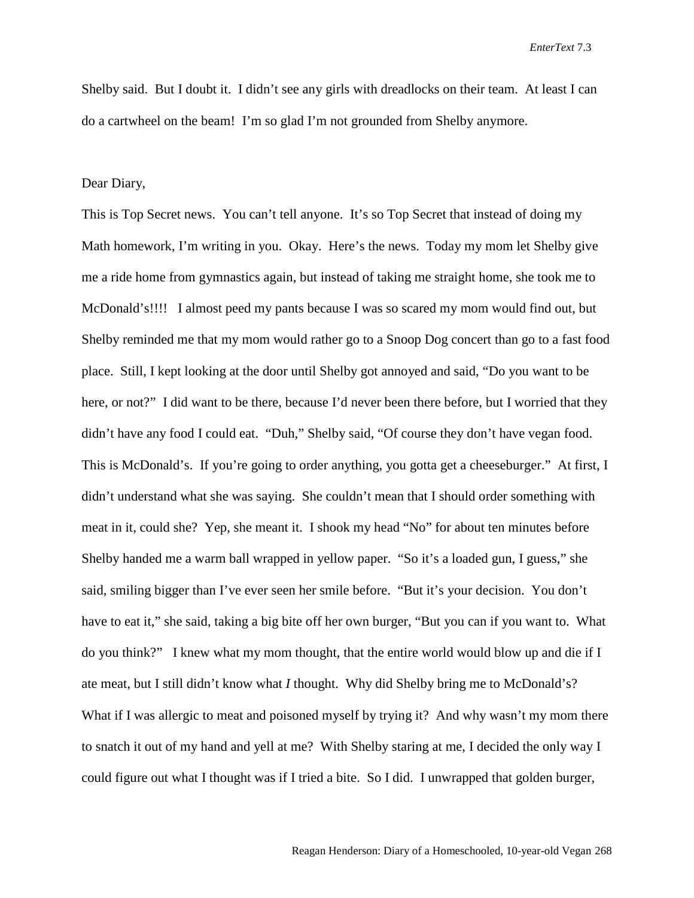Shelby said. But I doubt it. I didn't see any girls with dreadlocks on their team. At least I can do a cartwheel on the beam! I'm so glad I'm not grounded from Shelby anymore.

Dear Diary,

This is Top Secret news. You can't tell anyone. It's so Top Secret that instead of doing my Math homework, I'm writing in you. Okay. Here's the news. Today my mom let Shelby give me a ride home from gymnastics again, but instead of taking me straight home, she took me to McDonald's!!!! I almost peed my pants because I was so scared my mom would find out, but Shelby reminded me that my mom would rather go to a Snoop Dog concert than go to a fast food place. Still, I kept looking at the door until Shelby got annoyed and said, "Do you want to be here, or not?" I did want to be there, because I'd never been there before, but I worried that they didn't have any food I could eat. "Duh," Shelby said, "Of course they don't have vegan food. This is McDonald's. If you're going to order anything, you gotta get a cheeseburger." At first, I didn't understand what she was saying. She couldn't mean that I should order something with meat in it, could she? Yep, she meant it. I shook my head "No" for about ten minutes before Shelby handed me a warm ball wrapped in yellow paper. "So it's a loaded gun, I guess," she said, smiling bigger than I've ever seen her smile before. "But it's your decision. You don't have to eat it," she said, taking a big bite off her own burger, "But you can if you want to. What do you think?" I knew what my mom thought, that the entire world would blow up and die if I ate meat, but I still didn't know what *I* thought. Why did Shelby bring me to McDonald's? What if I was allergic to meat and poisoned myself by trying it? And why wasn't my mom there to snatch it out of my hand and yell at me? With Shelby staring at me, I decided the only way I could figure out what I thought was if I tried a bite. So I did. I unwrapped that golden burger,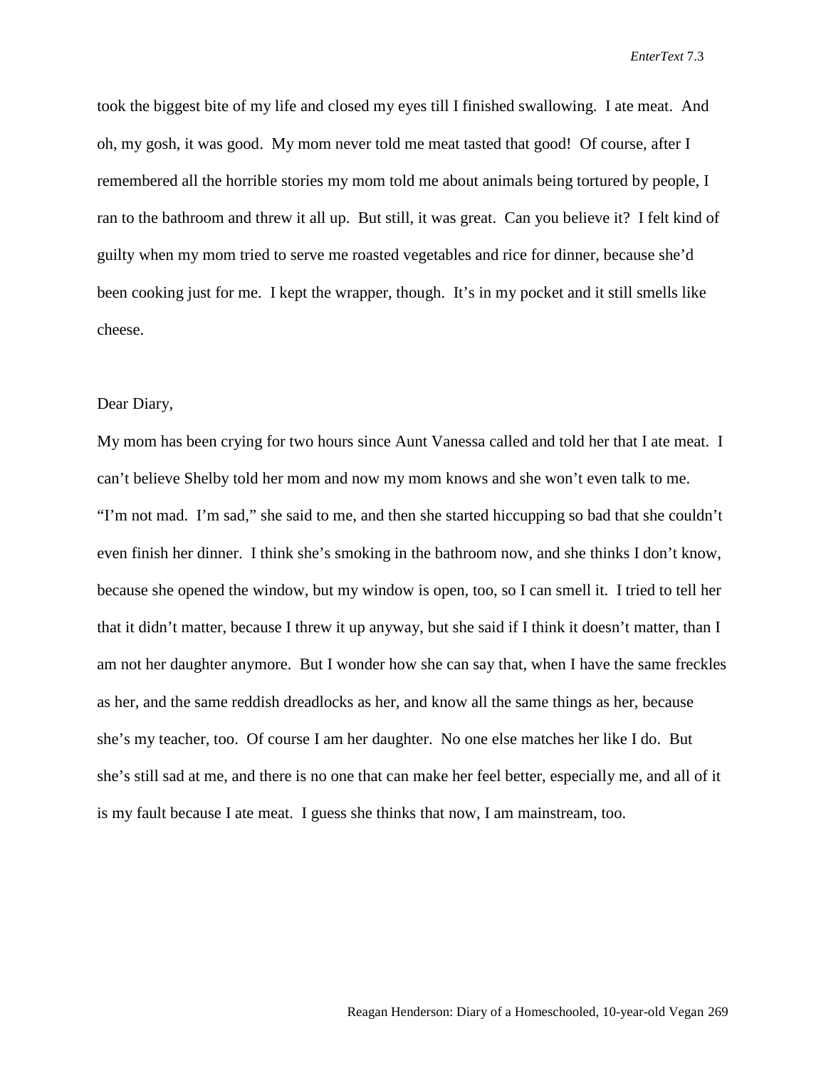took the biggest bite of my life and closed my eyes till I finished swallowing. I ate meat. And oh, my gosh, it was good. My mom never told me meat tasted that good! Of course, after I remembered all the horrible stories my mom told me about animals being tortured by people, I ran to the bathroom and threw it all up. But still, it was great. Can you believe it? I felt kind of guilty when my mom tried to serve me roasted vegetables and rice for dinner, because she'd been cooking just for me. I kept the wrapper, though. It's in my pocket and it still smells like cheese.

Dear Diary,

My mom has been crying for two hours since Aunt Vanessa called and told her that I ate meat. I can't believe Shelby told her mom and now my mom knows and she won't even talk to me. "I'm not mad. I'm sad," she said to me, and then she started hiccupping so bad that she couldn't even finish her dinner. I think she's smoking in the bathroom now, and she thinks I don't know, because she opened the window, but my window is open, too, so I can smell it. I tried to tell her that it didn't matter, because I threw it up anyway, but she said if I think it doesn't matter, than I am not her daughter anymore. But I wonder how she can say that, when I have the same freckles as her, and the same reddish dreadlocks as her, and know all the same things as her, because she's my teacher, too. Of course I am her daughter. No one else matches her like I do. But she's still sad at me, and there is no one that can make her feel better, especially me, and all of it is my fault because I ate meat. I guess she thinks that now, I am mainstream, too.